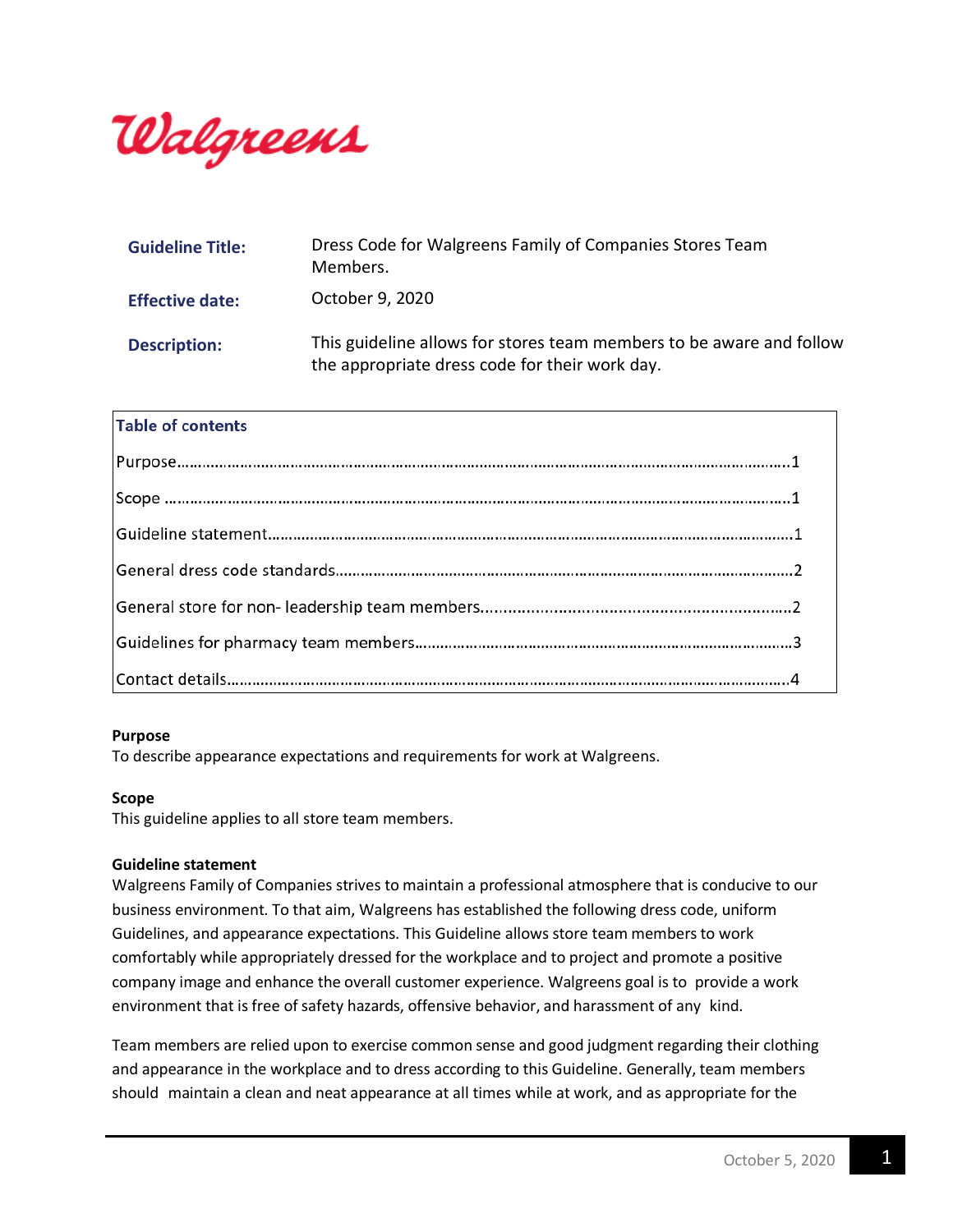Walgreens

| | |
|---|---|
| **Guideline Title:** | Dress Code for Walgreens Family of Companies Stores Team Members. |
| **Effective date:** | October 9, 2020 |
| **Description:** | This guideline allows for stores team members to be aware and follow the appropriate dress code for their work day. |

| Table of contents | |
|---|---|
| Purpose | 1 |
| Scope | 1 |
| Guideline statement | 1 |
| General dress code standards | 2 |
| General store for non- leadership team members | 2 |
| Guidelines for pharmacy team members | 3 |
| Contact details | 4 |

**Purpose**
To describe appearance expectations and requirements for work at Walgreens.

**Scope**
This guideline applies to all store team members.

**Guideline statement**
Walgreens Family of Companies strives to maintain a professional atmosphere that is conducive to our business environment. To that aim, Walgreens has established the following dress code, uniform Guidelines, and appearance expectations. This Guideline allows store team members to work comfortably while appropriately dressed for the workplace and to project and promote a positive company image and enhance the overall customer experience. Walgreens goal is to provide a work environment that is free of safety hazards, offensive behavior, and harassment of any kind.

Team members are relied upon to exercise common sense and good judgment regarding their clothing and appearance in the workplace and to dress according to this Guideline. Generally, team members should maintain a clean and neat appearance at all times while at work, and as appropriate for the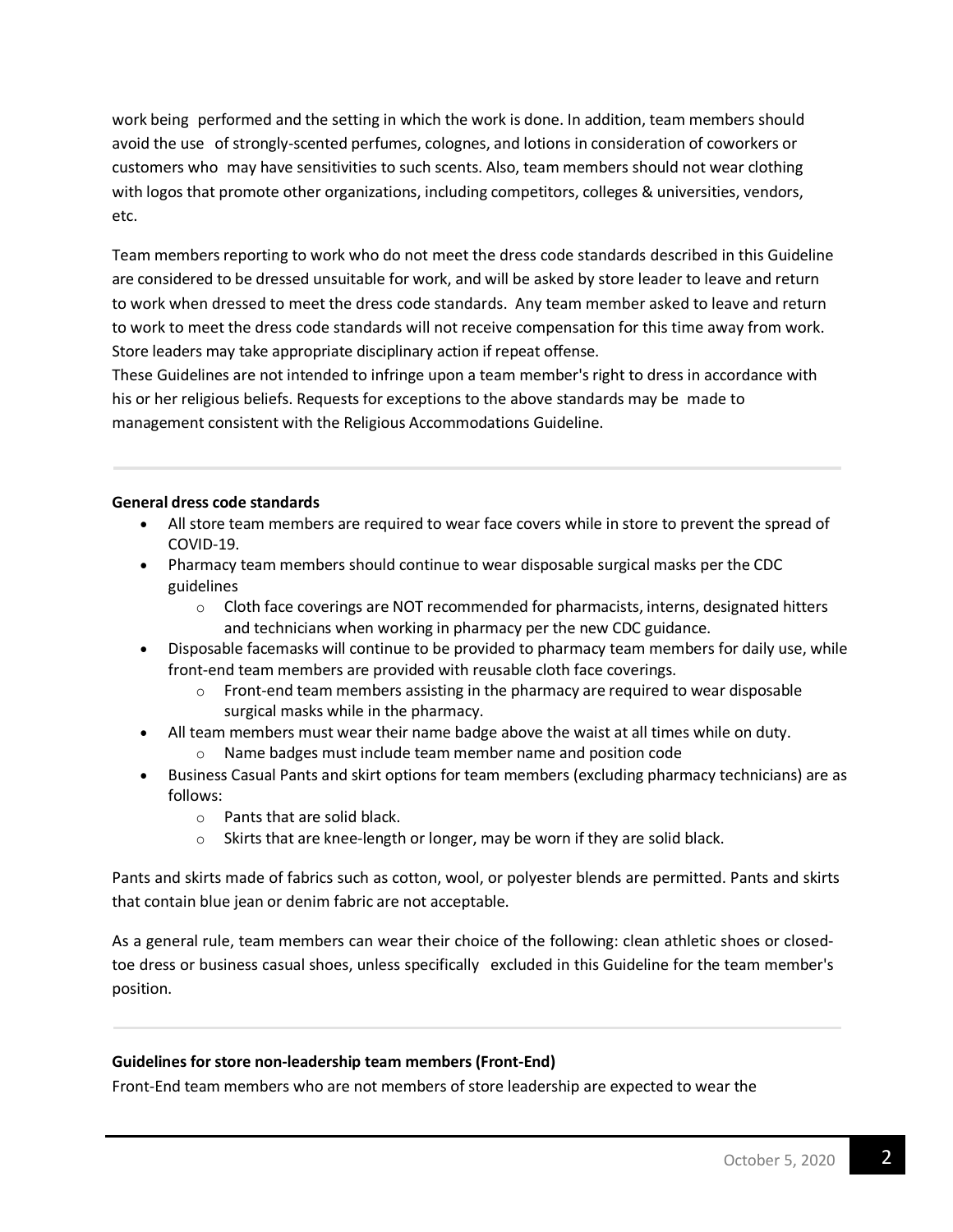work being performed and the setting in which the work is done. In addition, team members should avoid the use of strongly-scented perfumes, colognes, and lotions in consideration of coworkers or customers who may have sensitivities to such scents. Also, team members should not wear clothing with logos that promote other organizations, including competitors, colleges & universities, vendors, etc.

Team members reporting to work who do not meet the dress code standards described in this Guideline are considered to be dressed unsuitable for work, and will be asked by store leader to leave and return to work when dressed to meet the dress code standards. Any team member asked to leave and return to work to meet the dress code standards will not receive compensation for this time away from work. Store leaders may take appropriate disciplinary action if repeat offense.
These Guidelines are not intended to infringe upon a team member's right to dress in accordance with his or her religious beliefs. Requests for exceptions to the above standards may be made to management consistent with the Religious Accommodations Guideline.

---

**General dress code standards**

- All store team members are required to wear face covers while in store to prevent the spread of COVID-19.
- Pharmacy team members should continue to wear disposable surgical masks per the CDC guidelines
  - Cloth face coverings are NOT recommended for pharmacists, interns, designated hitters and technicians when working in pharmacy per the new CDC guidance.
- Disposable facemasks will continue to be provided to pharmacy team members for daily use, while front-end team members are provided with reusable cloth face coverings.
  - Front-end team members assisting in the pharmacy are required to wear disposable surgical masks while in the pharmacy.
- All team members must wear their name badge above the waist at all times while on duty.
  - Name badges must include team member name and position code
- Business Casual Pants and skirt options for team members (excluding pharmacy technicians) are as follows:
  - Pants that are solid black.
  - Skirts that are knee-length or longer, may be worn if they are solid black.

Pants and skirts made of fabrics such as cotton, wool, or polyester blends are permitted. Pants and skirts that contain blue jean or denim fabric are not acceptable.

As a general rule, team members can wear their choice of the following: clean athletic shoes or closed-toe dress or business casual shoes, unless specifically excluded in this Guideline for the team member's position.

---

**Guidelines for store non-leadership team members (Front-End)**

Front-End team members who are not members of store leadership are expected to wear the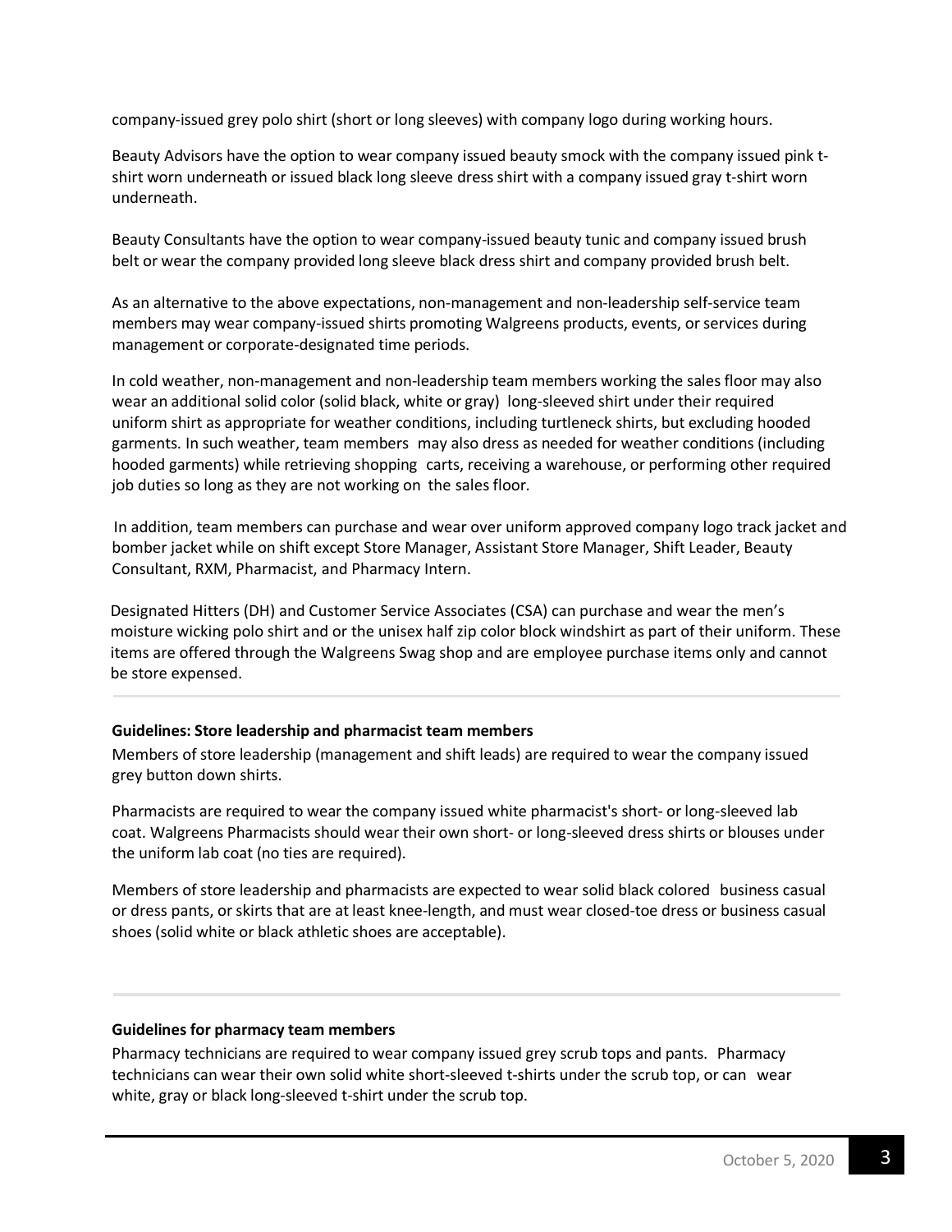company-issued grey polo shirt (short or long sleeves) with company logo during working hours.

Beauty Advisors have the option to wear company issued beauty smock with the company issued pink t-shirt worn underneath or issued black long sleeve dress shirt with a company issued gray t-shirt worn underneath.

Beauty Consultants have the option to wear company-issued beauty tunic and company issued brush belt or wear the company provided long sleeve black dress shirt and company provided brush belt.

As an alternative to the above expectations, non-management and non-leadership self-service team members may wear company-issued shirts promoting Walgreens products, events, or services during management or corporate-designated time periods.

In cold weather, non-management and non-leadership team members working the sales floor may also wear an additional solid color (solid black, white or gray) long-sleeved shirt under their required uniform shirt as appropriate for weather conditions, including turtleneck shirts, but excluding hooded garments. In such weather, team members may also dress as needed for weather conditions (including hooded garments) while retrieving shopping carts, receiving a warehouse, or performing other required job duties so long as they are not working on the sales floor.

In addition, team members can purchase and wear over uniform approved company logo track jacket and bomber jacket while on shift except Store Manager, Assistant Store Manager, Shift Leader, Beauty Consultant, RXM, Pharmacist, and Pharmacy Intern.

Designated Hitters (DH) and Customer Service Associates (CSA) can purchase and wear the men's moisture wicking polo shirt and or the unisex half zip color block windshirt as part of their uniform. These items are offered through the Walgreens Swag shop and are employee purchase items only and cannot be store expensed.

---

**Guidelines: Store leadership and pharmacist team members**

Members of store leadership (management and shift leads) are required to wear the company issued grey button down shirts.

Pharmacists are required to wear the company issued white pharmacist's short- or long-sleeved lab coat. Walgreens Pharmacists should wear their own short- or long-sleeved dress shirts or blouses under the uniform lab coat (no ties are required).

Members of store leadership and pharmacists are expected to wear solid black colored business casual or dress pants, or skirts that are at least knee-length, and must wear closed-toe dress or business casual shoes (solid white or black athletic shoes are acceptable).

---

**Guidelines for pharmacy team members**

Pharmacy technicians are required to wear company issued grey scrub tops and pants. Pharmacy technicians can wear their own solid white short-sleeved t-shirts under the scrub top, or can wear white, gray or black long-sleeved t-shirt under the scrub top.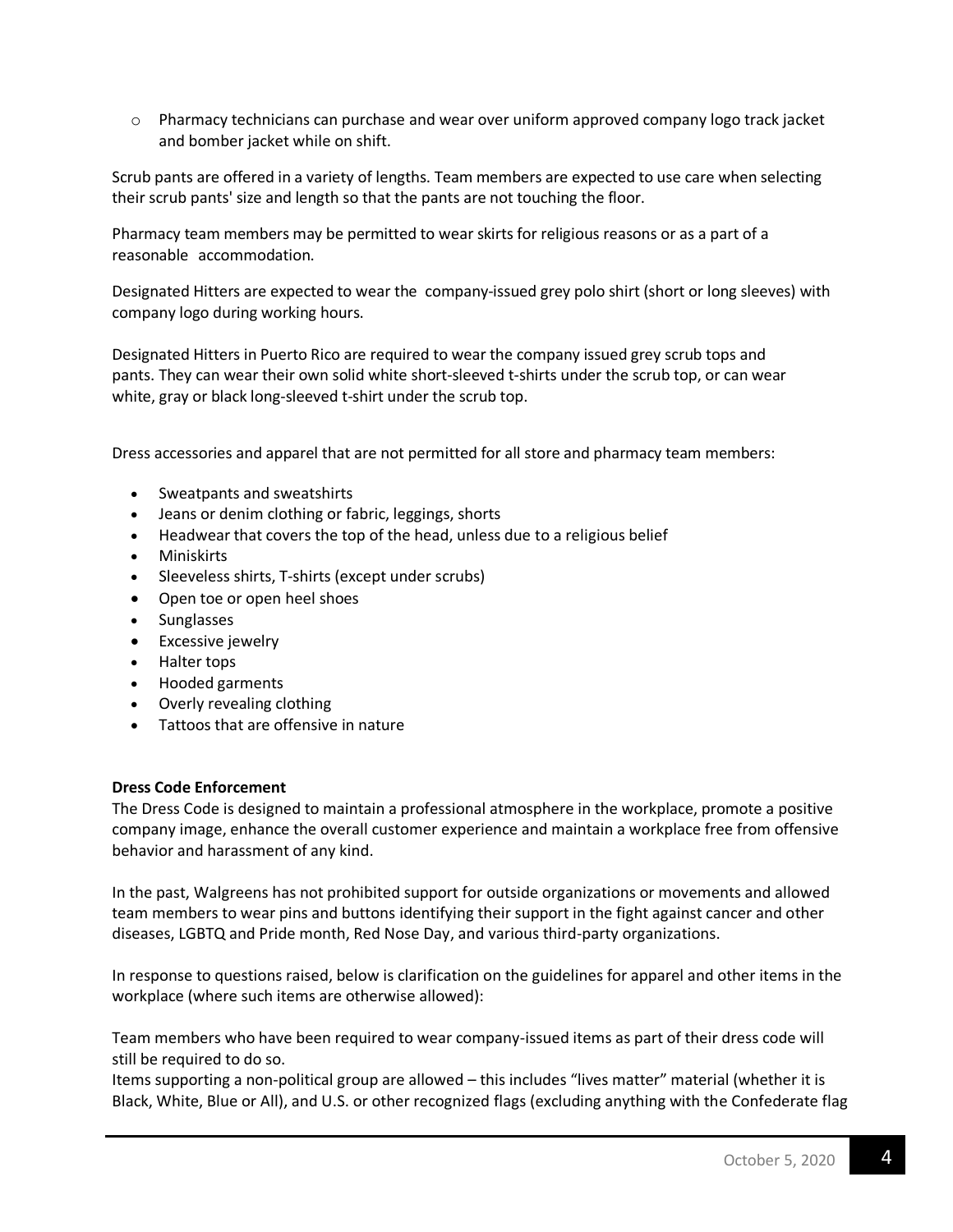- Pharmacy technicians can purchase and wear over uniform approved company logo track jacket and bomber jacket while on shift.

Scrub pants are offered in a variety of lengths. Team members are expected to use care when selecting their scrub pants' size and length so that the pants are not touching the floor.

Pharmacy team members may be permitted to wear skirts for religious reasons or as a part of a reasonable accommodation.

Designated Hitters are expected to wear the company-issued grey polo shirt (short or long sleeves) with company logo during working hours.

Designated Hitters in Puerto Rico are required to wear the company issued grey scrub tops and pants. They can wear their own solid white short-sleeved t-shirts under the scrub top, or can wear white, gray or black long-sleeved t-shirt under the scrub top.

Dress accessories and apparel that are not permitted for all store and pharmacy team members:

- Sweatpants and sweatshirts
- Jeans or denim clothing or fabric, leggings, shorts
- Headwear that covers the top of the head, unless due to a religious belief
- Miniskirts
- Sleeveless shirts, T-shirts (except under scrubs)
- Open toe or open heel shoes
- Sunglasses
- Excessive jewelry
- Halter tops
- Hooded garments
- Overly revealing clothing
- Tattoos that are offensive in nature

**Dress Code Enforcement**

The Dress Code is designed to maintain a professional atmosphere in the workplace, promote a positive company image, enhance the overall customer experience and maintain a workplace free from offensive behavior and harassment of any kind.

In the past, Walgreens has not prohibited support for outside organizations or movements and allowed team members to wear pins and buttons identifying their support in the fight against cancer and other diseases, LGBTQ and Pride month, Red Nose Day, and various third-party organizations.

In response to questions raised, below is clarification on the guidelines for apparel and other items in the workplace (where such items are otherwise allowed):

Team members who have been required to wear company-issued items as part of their dress code will still be required to do so.
Items supporting a non-political group are allowed – this includes "lives matter" material (whether it is Black, White, Blue or All), and U.S. or other recognized flags (excluding anything with the Confederate flag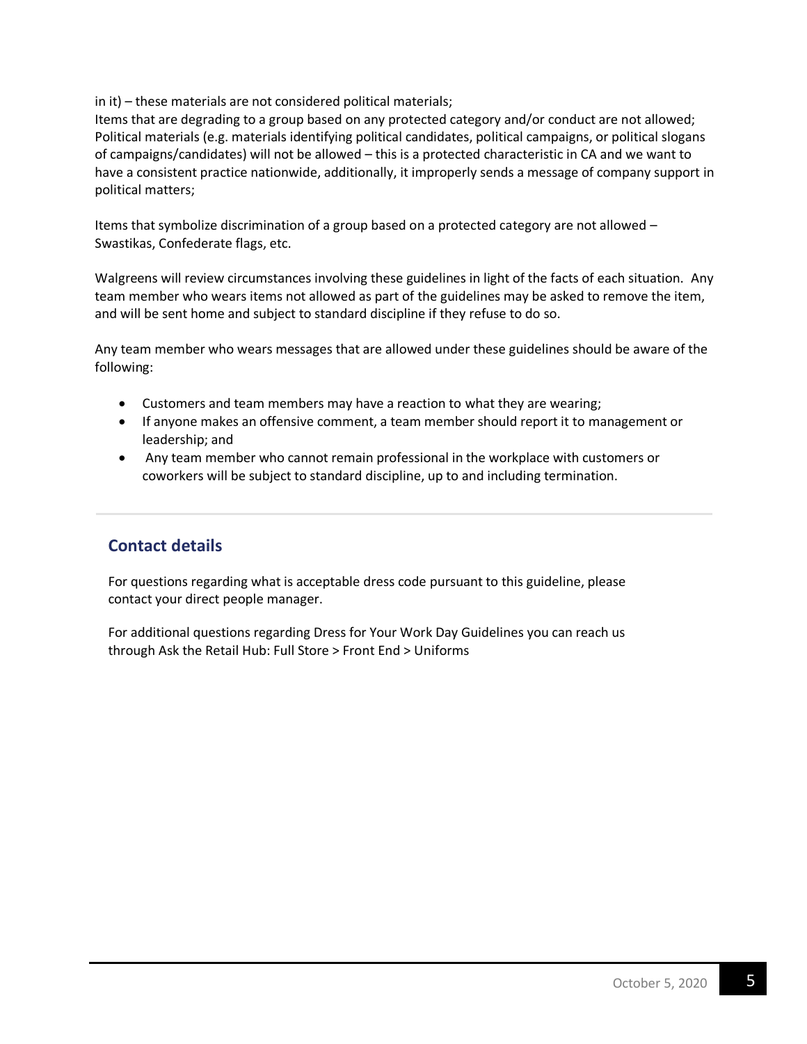in it) – these materials are not considered political materials;
Items that are degrading to a group based on any protected category and/or conduct are not allowed;
Political materials (e.g. materials identifying political candidates, political campaigns, or political slogans of campaigns/candidates) will not be allowed – this is a protected characteristic in CA and we want to have a consistent practice nationwide, additionally, it improperly sends a message of company support in political matters;

Items that symbolize discrimination of a group based on a protected category are not allowed – Swastikas, Confederate flags, etc.

Walgreens will review circumstances involving these guidelines in light of the facts of each situation. Any team member who wears items not allowed as part of the guidelines may be asked to remove the item, and will be sent home and subject to standard discipline if they refuse to do so.

Any team member who wears messages that are allowed under these guidelines should be aware of the following:

- Customers and team members may have a reaction to what they are wearing;
- If anyone makes an offensive comment, a team member should report it to management or leadership; and
- Any team member who cannot remain professional in the workplace with customers or coworkers will be subject to standard discipline, up to and including termination.

---

## Contact details

For questions regarding what is acceptable dress code pursuant to this guideline, please contact your direct people manager.

For additional questions regarding Dress for Your Work Day Guidelines you can reach us through Ask the Retail Hub: Full Store > Front End > Uniforms